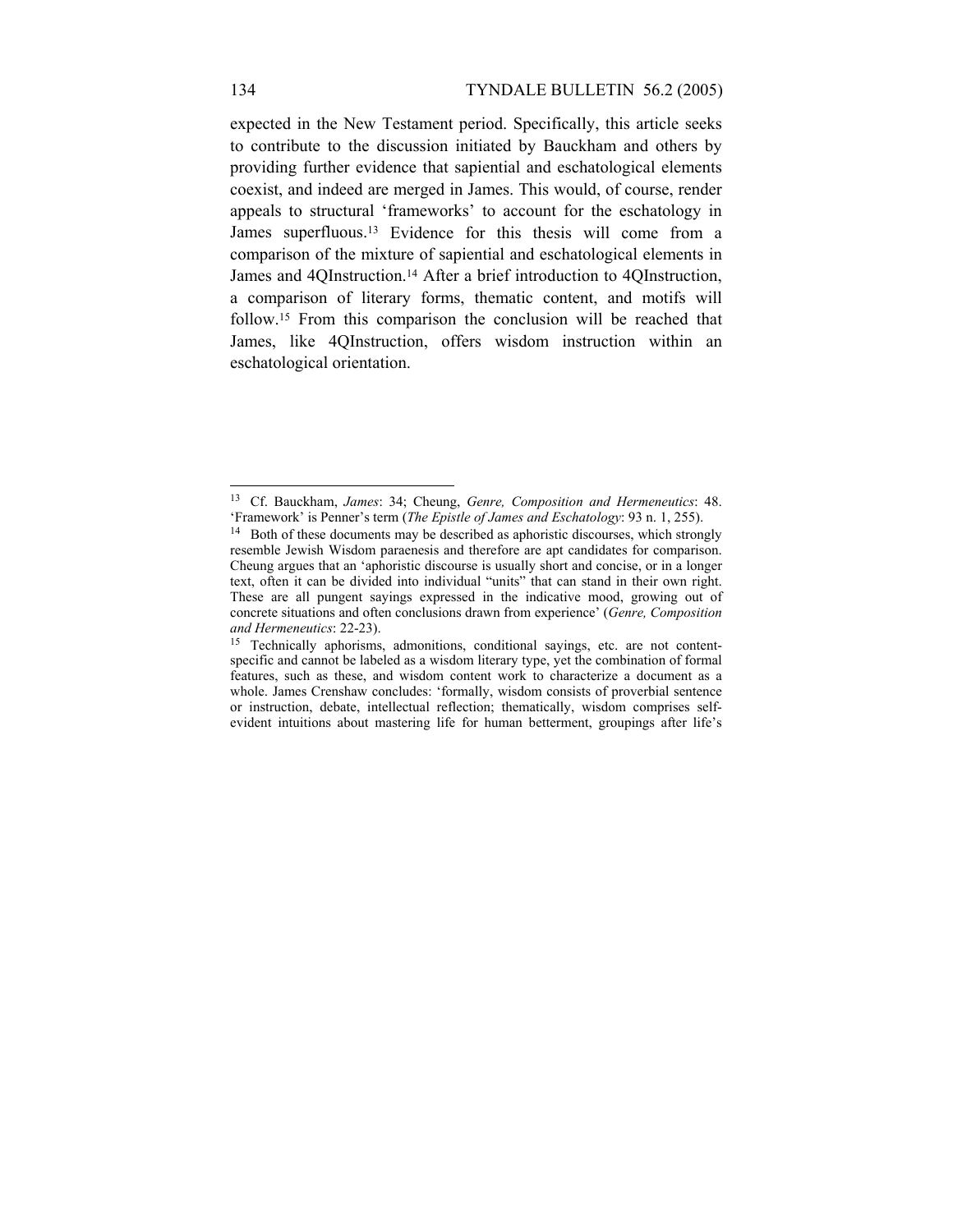expected in the New Testament period. Specifically, this article seeks to contribute to the discussion initiated by Bauckham and others by providing further evidence that sapiential and eschatological elements coexist, and indeed are merged in James. This would, of course, render appeals to structural 'frameworks' to account for the eschatology in James superfluous.[13] Evidence for this thesis will come from a comparison of the mixture of sapiential and eschatological elements in James and 4QInstruction.[14] After a brief introduction to 4QInstruction, a comparison of literary forms, thematic content, and motifs will follow.[15] From this comparison the conclusion will be reached that James, like 4QInstruction, offers wisdom instruction within an eschatological orientation.

---

[13] Cf. Bauckham, *James*: 34; Cheung, *Genre, Composition and Hermeneutics*: 48. 'Framework' is Penner's term (*The Epistle of James and Eschatology*: 93 n. 1, 255).

[14] Both of these documents may be described as aphoristic discourses, which strongly resemble Jewish Wisdom paraenesis and therefore are apt candidates for comparison. Cheung argues that an 'aphoristic discourse is usually short and concise, or in a longer text, often it can be divided into individual "units" that can stand in their own right. These are all pungent sayings expressed in the indicative mood, growing out of concrete situations and often conclusions drawn from experience' (*Genre, Composition and Hermeneutics*: 22-23).

[15] Technically aphorisms, admonitions, conditional sayings, etc. are not content-specific and cannot be labeled as a wisdom literary type, yet the combination of formal features, such as these, and wisdom content work to characterize a document as a whole. James Crenshaw concludes: 'formally, wisdom consists of proverbial sentence or instruction, debate, intellectual reflection; thematically, wisdom comprises self-evident intuitions about mastering life for human betterment, groupings after life's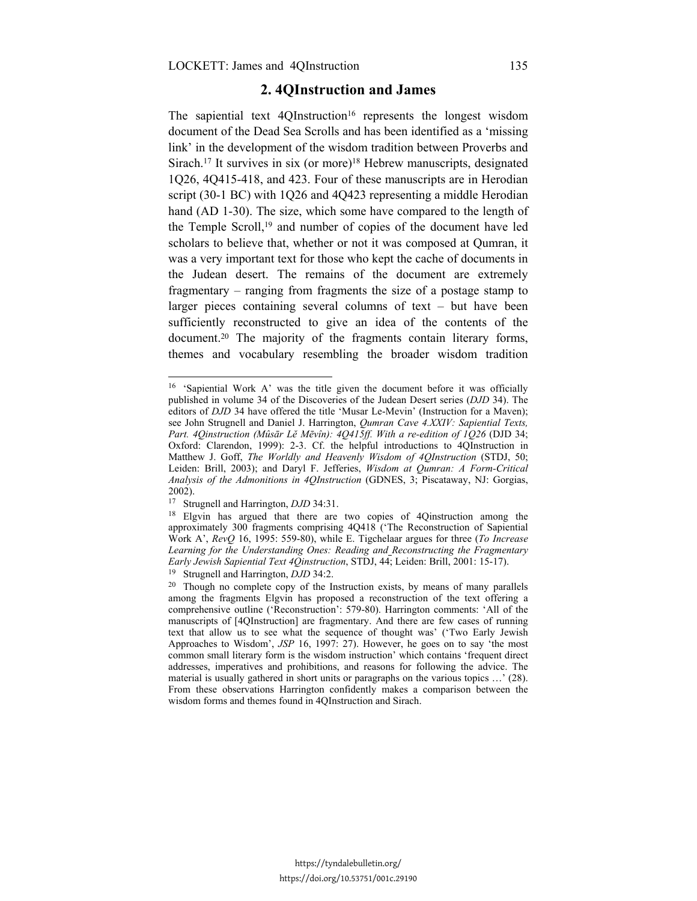## 2. 4QInstruction and James

The sapiential text 4QInstruction[16] represents the longest wisdom document of the Dead Sea Scrolls and has been identified as a 'missing link' in the development of the wisdom tradition between Proverbs and Sirach.[17] It survives in six (or more)[18] Hebrew manuscripts, designated 1Q26, 4Q415-418, and 423. Four of these manuscripts are in Herodian script (30-1 BC) with 1Q26 and 4Q423 representing a middle Herodian hand (AD 1-30). The size, which some have compared to the length of the Temple Scroll,[19] and number of copies of the document have led scholars to believe that, whether or not it was composed at Qumran, it was a very important text for those who kept the cache of documents in the Judean desert. The remains of the document are extremely fragmentary – ranging from fragments the size of a postage stamp to larger pieces containing several columns of text – but have been sufficiently reconstructed to give an idea of the contents of the document.[20] The majority of the fragments contain literary forms, themes and vocabulary resembling the broader wisdom tradition

---

[16] 'Sapiential Work A' was the title given the document before it was officially published in volume 34 of the Discoveries of the Judean Desert series (*DJD* 34). The editors of *DJD* 34 have offered the title 'Musar Le-Mevin' (Instruction for a Maven); see John Strugnell and Daniel J. Harrington, *Qumran Cave 4.XXIV: Sapiential Texts, Part. 4Qinstruction (Mûsār Lĕ Mēvîn): 4Q415ff. With a re-edition of 1Q26* (DJD 34; Oxford: Clarendon, 1999): 2-3. Cf. the helpful introductions to 4QInstruction in Matthew J. Goff, *The Worldly and Heavenly Wisdom of 4QInstruction* (STDJ, 50; Leiden: Brill, 2003); and Daryl F. Jefferies, *Wisdom at Qumran: A Form-Critical Analysis of the Admonitions in 4QInstruction* (GDNES, 3; Piscataway, NJ: Gorgias, 2002).

[17] Strugnell and Harrington, *DJD* 34:31.

[18] Elgvin has argued that there are two copies of 4Qinstruction among the approximately 300 fragments comprising 4Q418 ('The Reconstruction of Sapiential Work A', *RevQ* 16, 1995: 559-80), while E. Tigchelaar argues for three (*To Increase Learning for the Understanding Ones: Reading and Reconstructing the Fragmentary Early Jewish Sapiential Text 4Qinstruction*, STDJ, 44; Leiden: Brill, 2001: 15-17).

[19] Strugnell and Harrington, *DJD* 34:2.

[20] Though no complete copy of the Instruction exists, by means of many parallels among the fragments Elgvin has proposed a reconstruction of the text offering a comprehensive outline ('Reconstruction': 579-80). Harrington comments: 'All of the manuscripts of [4QInstruction] are fragmentary. And there are few cases of running text that allow us to see what the sequence of thought was' ('Two Early Jewish Approaches to Wisdom', *JSP* 16, 1997: 27). However, he goes on to say 'the most common small literary form is the wisdom instruction' which contains 'frequent direct addresses, imperatives and prohibitions, and reasons for following the advice. The material is usually gathered in short units or paragraphs on the various topics …' (28). From these observations Harrington confidently makes a comparison between the wisdom forms and themes found in 4QInstruction and Sirach.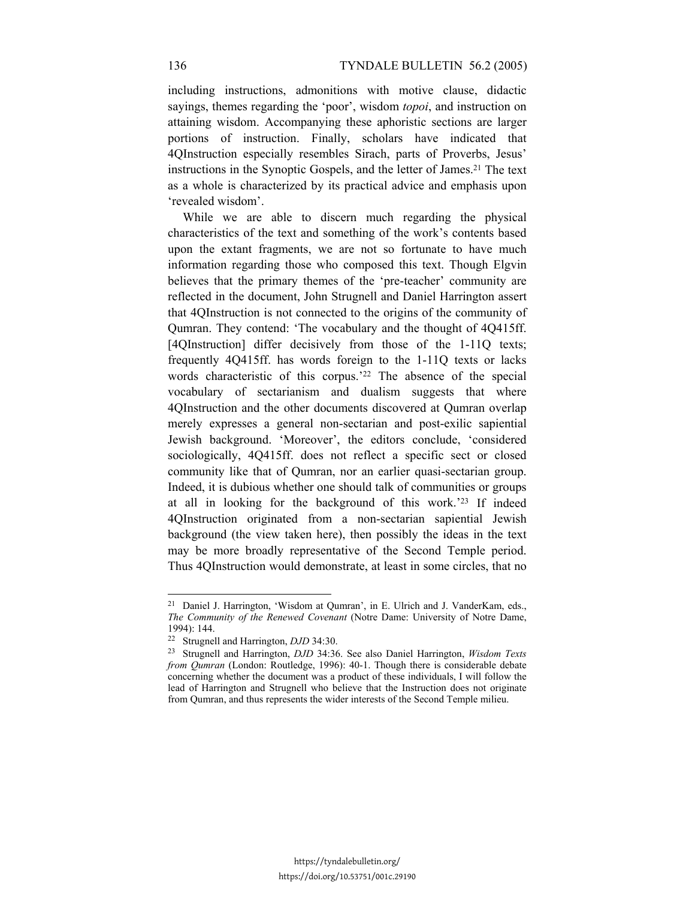including instructions, admonitions with motive clause, didactic sayings, themes regarding the 'poor', wisdom *topoi*, and instruction on attaining wisdom. Accompanying these aphoristic sections are larger portions of instruction. Finally, scholars have indicated that 4QInstruction especially resembles Sirach, parts of Proverbs, Jesus' instructions in the Synoptic Gospels, and the letter of James.[21] The text as a whole is characterized by its practical advice and emphasis upon 'revealed wisdom'.

While we are able to discern much regarding the physical characteristics of the text and something of the work's contents based upon the extant fragments, we are not so fortunate to have much information regarding those who composed this text. Though Elgvin believes that the primary themes of the 'pre-teacher' community are reflected in the document, John Strugnell and Daniel Harrington assert that 4QInstruction is not connected to the origins of the community of Qumran. They contend: 'The vocabulary and the thought of 4Q415ff. [4QInstruction] differ decisively from those of the 1-11Q texts; frequently 4Q415ff. has words foreign to the 1-11Q texts or lacks words characteristic of this corpus.'[22] The absence of the special vocabulary of sectarianism and dualism suggests that where 4QInstruction and the other documents discovered at Qumran overlap merely expresses a general non-sectarian and post-exilic sapiential Jewish background. 'Moreover', the editors conclude, 'considered sociologically, 4Q415ff. does not reflect a specific sect or closed community like that of Qumran, nor an earlier quasi-sectarian group. Indeed, it is dubious whether one should talk of communities or groups at all in looking for the background of this work.'[23] If indeed 4QInstruction originated from a non-sectarian sapiential Jewish background (the view taken here), then possibly the ideas in the text may be more broadly representative of the Second Temple period. Thus 4QInstruction would demonstrate, at least in some circles, that no

---

[21] Daniel J. Harrington, 'Wisdom at Qumran', in E. Ulrich and J. VanderKam, eds., *The Community of the Renewed Covenant* (Notre Dame: University of Notre Dame, 1994): 144.

[22] Strugnell and Harrington, *DJD* 34:30.

[23] Strugnell and Harrington, *DJD* 34:36. See also Daniel Harrington, *Wisdom Texts from Qumran* (London: Routledge, 1996): 40-1. Though there is considerable debate concerning whether the document was a product of these individuals, I will follow the lead of Harrington and Strugnell who believe that the Instruction does not originate from Qumran, and thus represents the wider interests of the Second Temple milieu.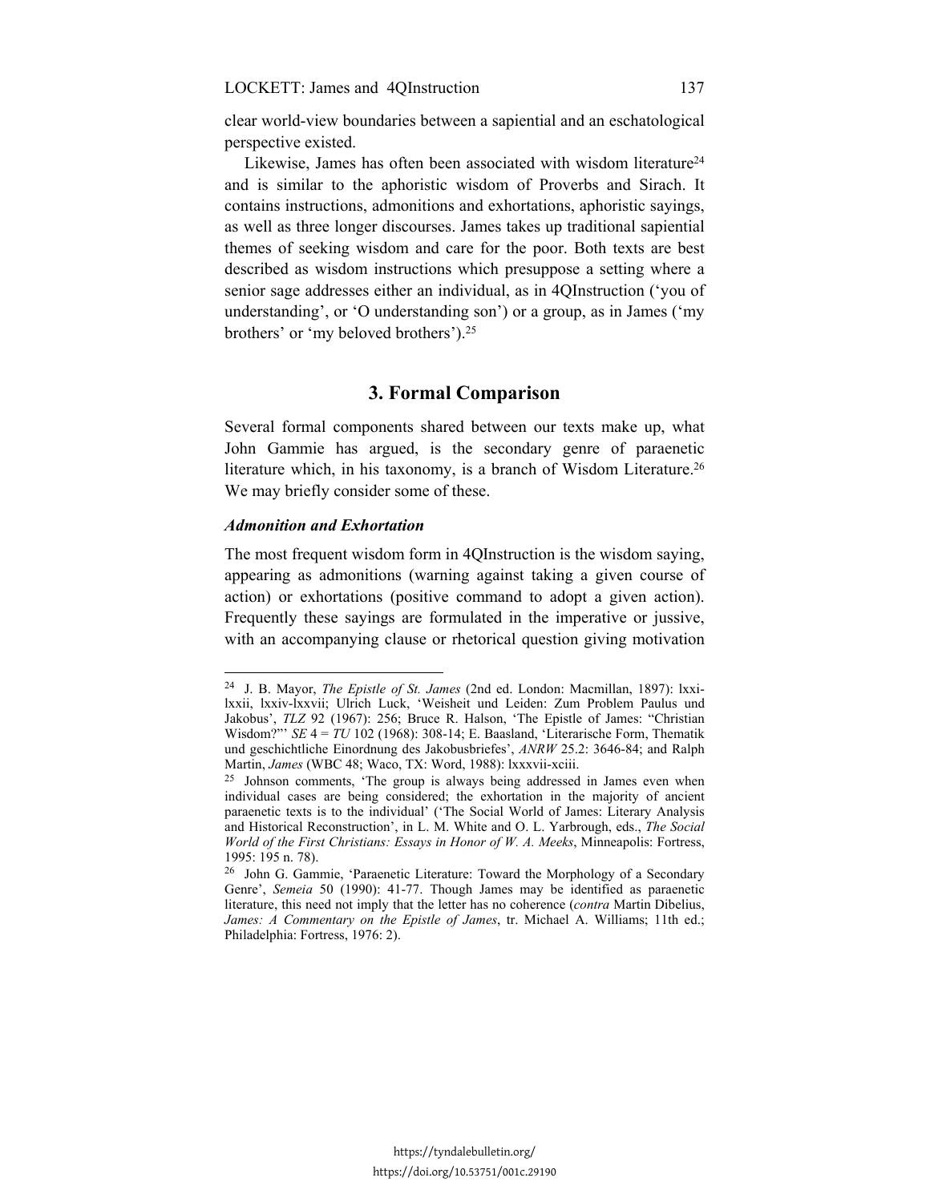clear world-view boundaries between a sapiential and an eschatological perspective existed.

Likewise, James has often been associated with wisdom literature[24] and is similar to the aphoristic wisdom of Proverbs and Sirach. It contains instructions, admonitions and exhortations, aphoristic sayings, as well as three longer discourses. James takes up traditional sapiential themes of seeking wisdom and care for the poor. Both texts are best described as wisdom instructions which presuppose a setting where a senior sage addresses either an individual, as in 4QInstruction ('you of understanding', or 'O understanding son') or a group, as in James ('my brothers' or 'my beloved brothers').[25]

## 3. Formal Comparison

Several formal components shared between our texts make up, what John Gammie has argued, is the secondary genre of paraenetic literature which, in his taxonomy, is a branch of Wisdom Literature.[26] We may briefly consider some of these.

### *Admonition and Exhortation*

The most frequent wisdom form in 4QInstruction is the wisdom saying, appearing as admonitions (warning against taking a given course of action) or exhortations (positive command to adopt a given action). Frequently these sayings are formulated in the imperative or jussive, with an accompanying clause or rhetorical question giving motivation

---

[24] J. B. Mayor, *The Epistle of St. James* (2nd ed. London: Macmillan, 1897): lxxi-lxxii, lxxiv-lxxvii; Ulrich Luck, 'Weisheit und Leiden: Zum Problem Paulus und Jakobus', *TLZ* 92 (1967): 256; Bruce R. Halson, 'The Epistle of James: "Christian Wisdom?"' *SE* 4 = *TU* 102 (1968): 308-14; E. Baasland, 'Literarische Form, Thematik und geschichtliche Einordnung des Jakobusbriefes', *ANRW* 25.2: 3646-84; and Ralph Martin, *James* (WBC 48; Waco, TX: Word, 1988): lxxxvii-xciii.

[25] Johnson comments, 'The group is always being addressed in James even when individual cases are being considered; the exhortation in the majority of ancient paraenetic texts is to the individual' ('The Social World of James: Literary Analysis and Historical Reconstruction', in L. M. White and O. L. Yarbrough, eds., *The Social World of the First Christians: Essays in Honor of W. A. Meeks*, Minneapolis: Fortress, 1995: 195 n. 78).

[26] John G. Gammie, 'Paraenetic Literature: Toward the Morphology of a Secondary Genre', *Semeia* 50 (1990): 41-77. Though James may be identified as paraenetic literature, this need not imply that the letter has no coherence (*contra* Martin Dibelius, *James: A Commentary on the Epistle of James*, tr. Michael A. Williams; 11th ed.; Philadelphia: Fortress, 1976: 2).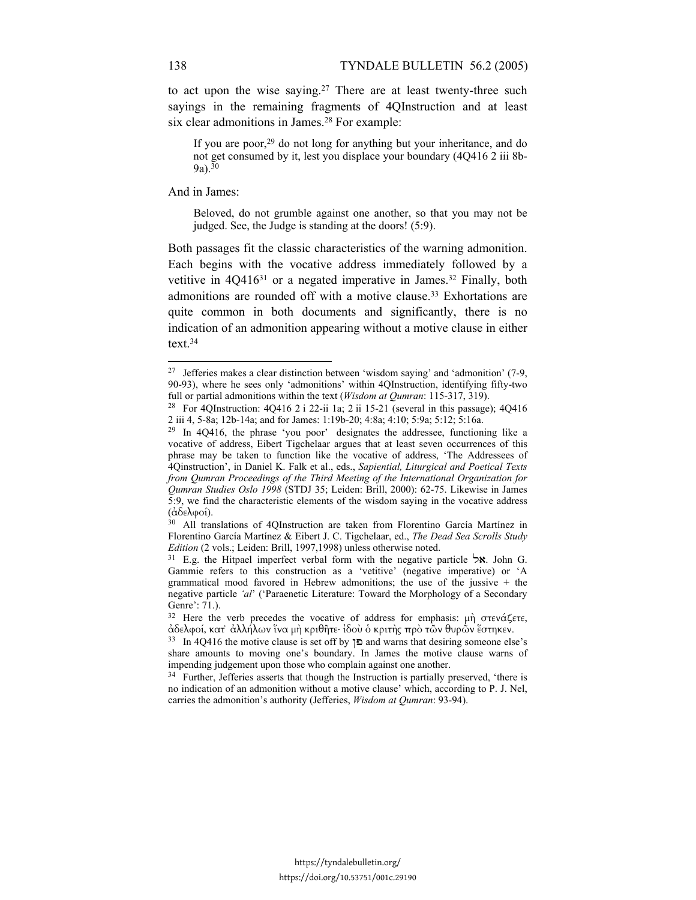to act upon the wise saying.[27] There are at least twenty-three such sayings in the remaining fragments of 4QInstruction and at least six clear admonitions in James.[28] For example:

> If you are poor,[29] do not long for anything but your inheritance, and do not get consumed by it, lest you displace your boundary (4Q416 2 iii 8b-9a).[30]

And in James:

> Beloved, do not grumble against one another, so that you may not be judged. See, the Judge is standing at the doors! (5:9).

Both passages fit the classic characteristics of the warning admonition. Each begins with the vocative address immediately followed by a vetitive in 4Q416[31] or a negated imperative in James.[32] Finally, both admonitions are rounded off with a motive clause.[33] Exhortations are quite common in both documents and significantly, there is no indication of an admonition appearing without a motive clause in either text.[34]

---

[27] Jefferies makes a clear distinction between 'wisdom saying' and 'admonition' (7-9, 90-93), where he sees only 'admonitions' within 4QInstruction, identifying fifty-two full or partial admonitions within the text (*Wisdom at Qumran*: 115-317, 319).

[28] For 4QInstruction: 4Q416 2 i 22-ii 1a; 2 ii 15-21 (several in this passage); 4Q416 2 iii 4, 5-8a; 12b-14a; and for James: 1:19b-20; 4:8a; 4:10; 5:9a; 5:12; 5:16a.

[29] In 4Q416, the phrase 'you poor' designates the addressee, functioning like a vocative of address, Eibert Tigchelaar argues that at least seven occurrences of this phrase may be taken to function like the vocative of address, 'The Addressees of 4Qinstruction', in Daniel K. Falk et al., eds., *Sapiential, Liturgical and Poetical Texts from Qumran Proceedings of the Third Meeting of the International Organization for Qumran Studies Oslo 1998* (STDJ 35; Leiden: Brill, 2000): 62-75. Likewise in James 5:9, we find the characteristic elements of the wisdom saying in the vocative address (ἀδελφοί).

[30] All translations of 4QInstruction are taken from Florentino García Martínez in Florentino García Martínez & Eibert J. C. Tigchelaar, ed., *The Dead Sea Scrolls Study Edition* (2 vols.; Leiden: Brill, 1997,1998) unless otherwise noted.

[31] E.g. the Hitpael imperfect verbal form with the negative particle אל. John G. Gammie refers to this construction as a 'vetitive' (negative imperative) or 'A grammatical mood favored in Hebrew admonitions; the use of the jussive + the negative particle *'al*' ('Paraenetic Literature: Toward the Morphology of a Secondary Genre': 71.).

[32] Here the verb precedes the vocative of address for emphasis: μὴ στενάζετε, ἀδελφοί, κατ᾽ ἀλλήλων ἵνα μὴ κριθῆτε· ἰδοὺ ὁ κριτὴς πρὸ τῶν θυρῶν ἕστηκεν.

[33] In 4Q416 the motive clause is set off by פן and warns that desiring someone else's share amounts to moving one's boundary. In James the motive clause warns of impending judgement upon those who complain against one another.

[34] Further, Jefferies asserts that though the Instruction is partially preserved, 'there is no indication of an admonition without a motive clause' which, according to P. J. Nel, carries the admonition's authority (Jefferies, *Wisdom at Qumran*: 93-94).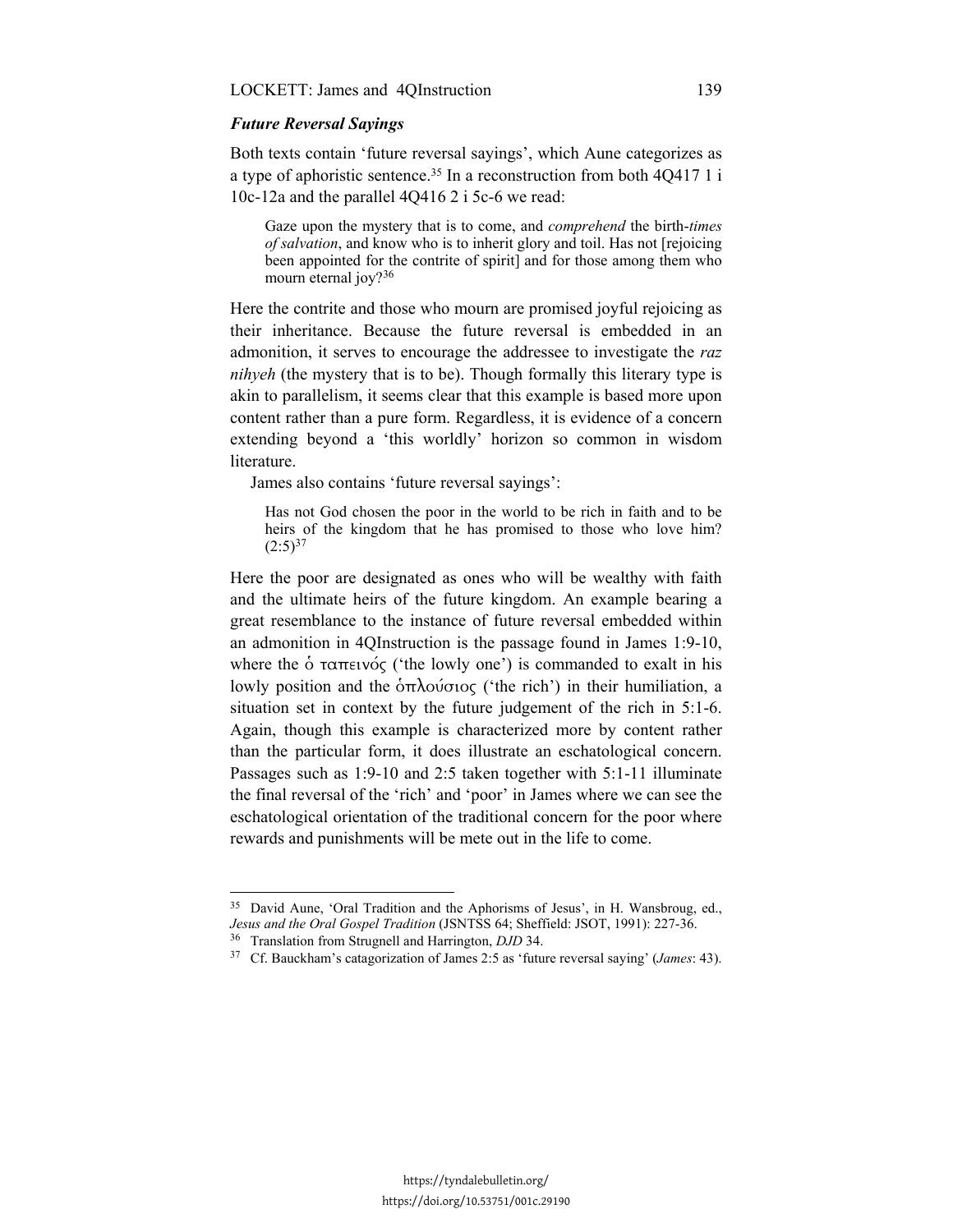### *Future Reversal Sayings*

Both texts contain 'future reversal sayings', which Aune categorizes as a type of aphoristic sentence.[35] In a reconstruction from both 4Q417 1 i 10c-12a and the parallel 4Q416 2 i 5c-6 we read:

> Gaze upon the mystery that is to come, and *comprehend* the birth-*times of salvation*, and know who is to inherit glory and toil. Has not [rejoicing been appointed for the contrite of spirit] and for those among them who mourn eternal joy?[36]

Here the contrite and those who mourn are promised joyful rejoicing as their inheritance. Because the future reversal is embedded in an admonition, it serves to encourage the addressee to investigate the *raz nihyeh* (the mystery that is to be). Though formally this literary type is akin to parallelism, it seems clear that this example is based more upon content rather than a pure form. Regardless, it is evidence of a concern extending beyond a 'this worldly' horizon so common in wisdom literature.

James also contains 'future reversal sayings':

> Has not God chosen the poor in the world to be rich in faith and to be heirs of the kingdom that he has promised to those who love him? (2:5)[37]

Here the poor are designated as ones who will be wealthy with faith and the ultimate heirs of the future kingdom. An example bearing a great resemblance to the instance of future reversal embedded within an admonition in 4QInstruction is the passage found in James 1:9-10, where the ὁ ταπεινός ('the lowly one') is commanded to exalt in his lowly position and the ὁπλούσιος ('the rich') in their humiliation, a situation set in context by the future judgement of the rich in 5:1-6. Again, though this example is characterized more by content rather than the particular form, it does illustrate an eschatological concern. Passages such as 1:9-10 and 2:5 taken together with 5:1-11 illuminate the final reversal of the 'rich' and 'poor' in James where we can see the eschatological orientation of the traditional concern for the poor where rewards and punishments will be mete out in the life to come.

---

[35] David Aune, 'Oral Tradition and the Aphorisms of Jesus', in H. Wansbroug, ed., *Jesus and the Oral Gospel Tradition* (JSNTSS 64; Sheffield: JSOT, 1991): 227-36.

[36] Translation from Strugnell and Harrington, *DJD* 34.

[37] Cf. Bauckham's catagorization of James 2:5 as 'future reversal saying' (*James*: 43).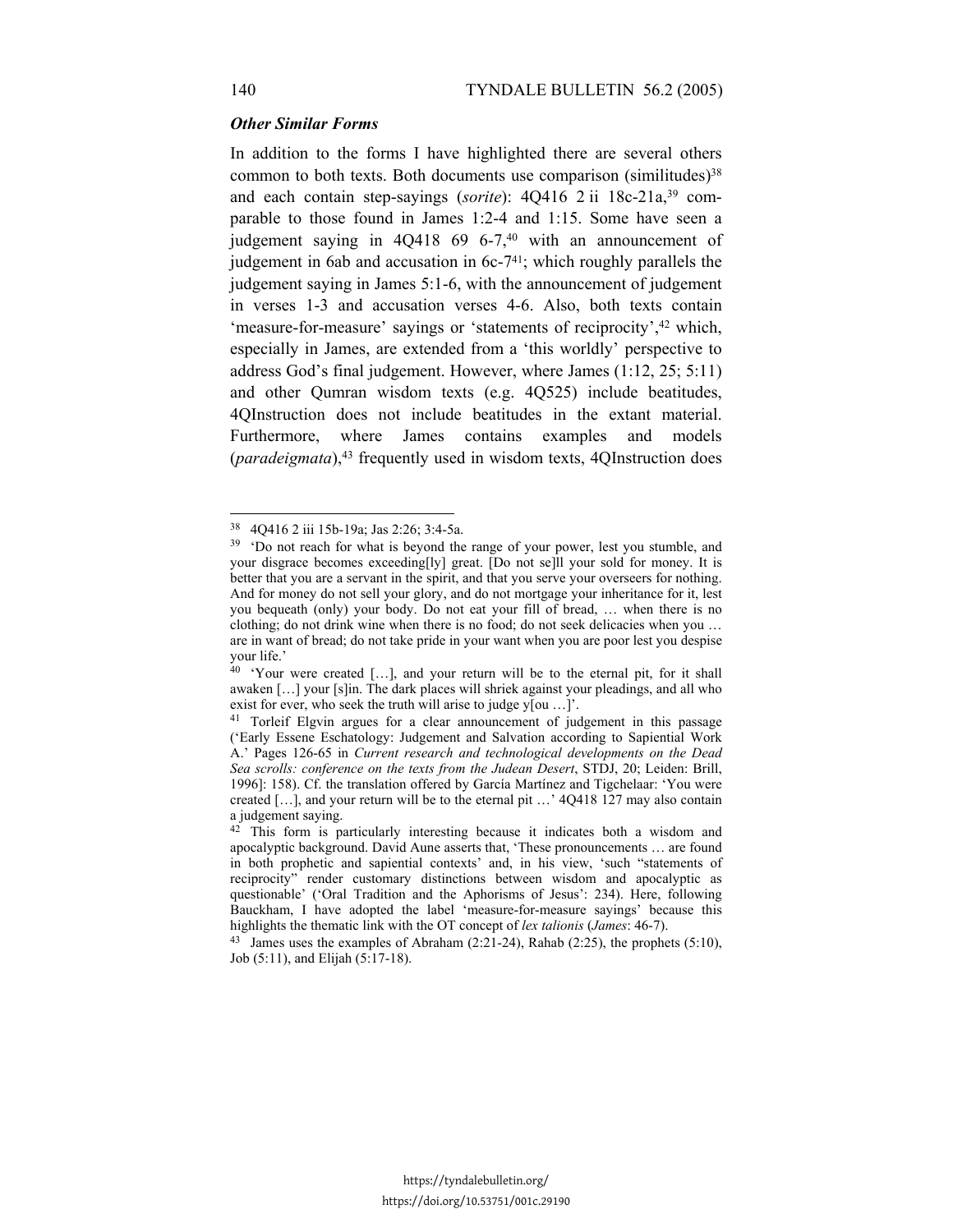### *Other Similar Forms*

In addition to the forms I have highlighted there are several others common to both texts. Both documents use comparison (similitudes)[38] and each contain step-sayings (*sorite*): 4Q416 2 ii 18c-21a,[39] comparable to those found in James 1:2-4 and 1:15. Some have seen a judgement saying in 4Q418 69 6-7,[40] with an announcement of judgement in 6ab and accusation in 6c-7[41]; which roughly parallels the judgement saying in James 5:1-6, with the announcement of judgement in verses 1-3 and accusation verses 4-6. Also, both texts contain 'measure-for-measure' sayings or 'statements of reciprocity',[42] which, especially in James, are extended from a 'this worldly' perspective to address God's final judgement. However, where James (1:12, 25; 5:11) and other Qumran wisdom texts (e.g. 4Q525) include beatitudes, 4QInstruction does not include beatitudes in the extant material. Furthermore, where James contains examples and models (*paradeigmata*),[43] frequently used in wisdom texts, 4QInstruction does

---

[38] 4Q416 2 iii 15b-19a; Jas 2:26; 3:4-5a.

[39] 'Do not reach for what is beyond the range of your power, lest you stumble, and your disgrace becomes exceeding[ly] great. [Do not se]ll your sold for money. It is better that you are a servant in the spirit, and that you serve your overseers for nothing. And for money do not sell your glory, and do not mortgage your inheritance for it, lest you bequeath (only) your body. Do not eat your fill of bread, … when there is no clothing; do not drink wine when there is no food; do not seek delicacies when you … are in want of bread; do not take pride in your want when you are poor lest you despise your life.'

[40] 'Your were created […], and your return will be to the eternal pit, for it shall awaken […] your [s]in. The dark places will shriek against your pleadings, and all who exist for ever, who seek the truth will arise to judge y[ou …]'.

[41] Torleif Elgvin argues for a clear announcement of judgement in this passage ('Early Essene Eschatology: Judgement and Salvation according to Sapiential Work A.' Pages 126-65 in *Current research and technological developments on the Dead Sea scrolls: conference on the texts from the Judean Desert*, STDJ, 20; Leiden: Brill, 1996]: 158). Cf. the translation offered by García Martínez and Tigchelaar: 'You were created […], and your return will be to the eternal pit …' 4Q418 127 may also contain a judgement saying.

[42] This form is particularly interesting because it indicates both a wisdom and apocalyptic background. David Aune asserts that, 'These pronouncements … are found in both prophetic and sapiential contexts' and, in his view, 'such "statements of reciprocity" render customary distinctions between wisdom and apocalyptic as questionable' ('Oral Tradition and the Aphorisms of Jesus': 234). Here, following Bauckham, I have adopted the label 'measure-for-measure sayings' because this highlights the thematic link with the OT concept of *lex talionis* (*James*: 46-7).

[43] James uses the examples of Abraham (2:21-24), Rahab (2:25), the prophets (5:10), Job (5:11), and Elijah (5:17-18).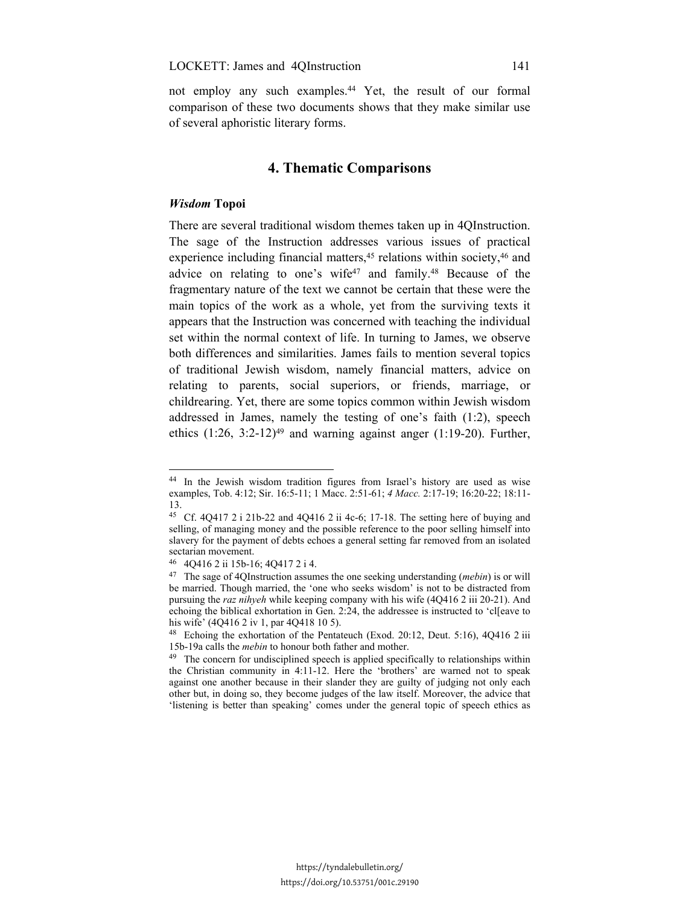not employ any such examples.[44] Yet, the result of our formal comparison of these two documents shows that they make similar use of several aphoristic literary forms.

## 4. Thematic Comparisons

### *Wisdom* Topoi

There are several traditional wisdom themes taken up in 4QInstruction. The sage of the Instruction addresses various issues of practical experience including financial matters,[45] relations within society,[46] and advice on relating to one's wife[47] and family.[48] Because of the fragmentary nature of the text we cannot be certain that these were the main topics of the work as a whole, yet from the surviving texts it appears that the Instruction was concerned with teaching the individual set within the normal context of life. In turning to James, we observe both differences and similarities. James fails to mention several topics of traditional Jewish wisdom, namely financial matters, advice on relating to parents, social superiors, or friends, marriage, or childrearing. Yet, there are some topics common within Jewish wisdom addressed in James, namely the testing of one's faith (1:2), speech ethics (1:26, 3:2-12)[49] and warning against anger (1:19-20). Further,

---

[44] In the Jewish wisdom tradition figures from Israel's history are used as wise examples, Tob. 4:12; Sir. 16:5-11; 1 Macc. 2:51-61; *4 Macc.* 2:17-19; 16:20-22; 18:11-13.

[45] Cf. 4Q417 2 i 21b-22 and 4Q416 2 ii 4c-6; 17-18. The setting here of buying and selling, of managing money and the possible reference to the poor selling himself into slavery for the payment of debts echoes a general setting far removed from an isolated sectarian movement.

[46] 4Q416 2 ii 15b-16; 4Q417 2 i 4.

[47] The sage of 4QInstruction assumes the one seeking understanding (*mebin*) is or will be married. Though married, the 'one who seeks wisdom' is not to be distracted from pursuing the *raz nihyeh* while keeping company with his wife (4Q416 2 iii 20-21). And echoing the biblical exhortation in Gen. 2:24, the addressee is instructed to 'cl[eave to his wife' (4Q416 2 iv 1, par 4Q418 10 5).

[48] Echoing the exhortation of the Pentateuch (Exod. 20:12, Deut. 5:16), 4Q416 2 iii 15b-19a calls the *mebin* to honour both father and mother.

[49] The concern for undisciplined speech is applied specifically to relationships within the Christian community in 4:11-12. Here the 'brothers' are warned not to speak against one another because in their slander they are guilty of judging not only each other but, in doing so, they become judges of the law itself. Moreover, the advice that 'listening is better than speaking' comes under the general topic of speech ethics as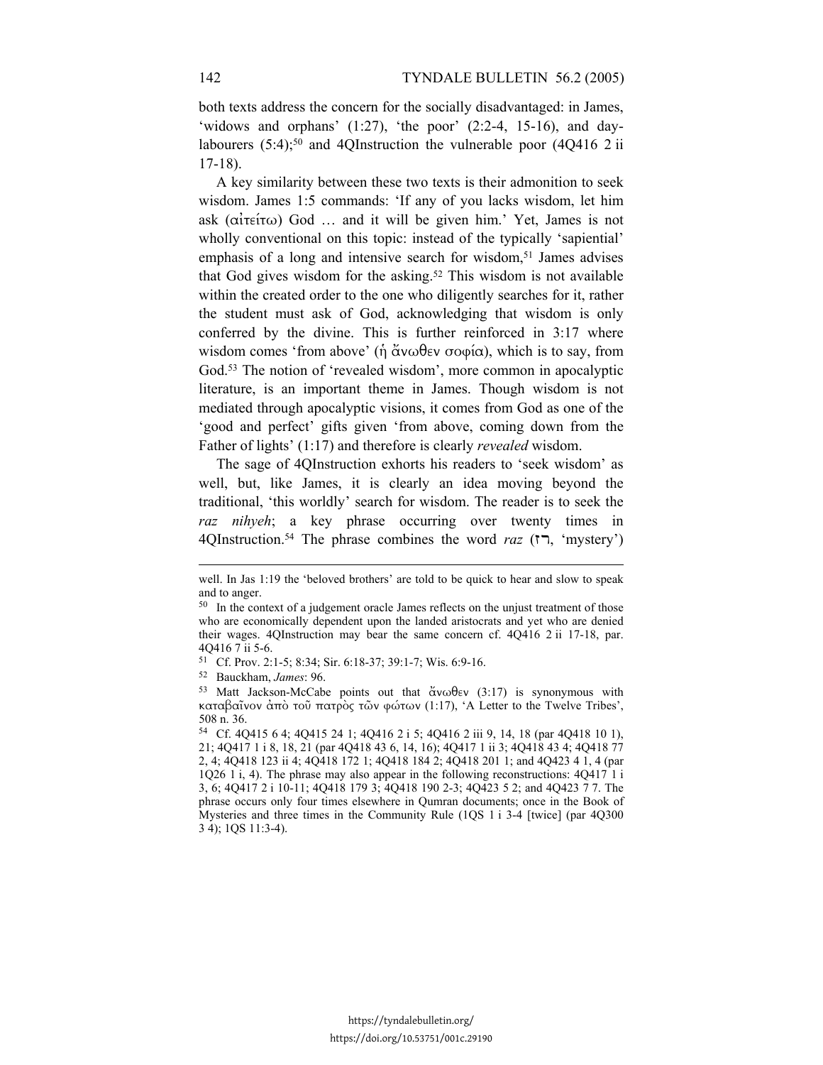both texts address the concern for the socially disadvantaged: in James, 'widows and orphans' (1:27), 'the poor' (2:2-4, 15-16), and day-labourers (5:4);[50] and 4QInstruction the vulnerable poor (4Q416 2 ii 17-18).

A key similarity between these two texts is their admonition to seek wisdom. James 1:5 commands: 'If any of you lacks wisdom, let him ask (αἰτείτω) God … and it will be given him.' Yet, James is not wholly conventional on this topic: instead of the typically 'sapiential' emphasis of a long and intensive search for wisdom,[51] James advises that God gives wisdom for the asking.[52] This wisdom is not available within the created order to the one who diligently searches for it, rather the student must ask of God, acknowledging that wisdom is only conferred by the divine. This is further reinforced in 3:17 where wisdom comes 'from above' (ἡ ἄνωθεν σοφία), which is to say, from God.[53] The notion of 'revealed wisdom', more common in apocalyptic literature, is an important theme in James. Though wisdom is not mediated through apocalyptic visions, it comes from God as one of the 'good and perfect' gifts given 'from above, coming down from the Father of lights' (1:17) and therefore is clearly *revealed* wisdom.

The sage of 4QInstruction exhorts his readers to 'seek wisdom' as well, but, like James, it is clearly an idea moving beyond the traditional, 'this worldly' search for wisdom. The reader is to seek the *raz nihyeh*; a key phrase occurring over twenty times in 4QInstruction.[54] The phrase combines the word *raz* (רז, 'mystery')

---

well. In Jas 1:19 the 'beloved brothers' are told to be quick to hear and slow to speak and to anger.

[50] In the context of a judgement oracle James reflects on the unjust treatment of those who are economically dependent upon the landed aristocrats and yet who are denied their wages. 4QInstruction may bear the same concern cf. 4Q416 2 ii 17-18, par. 4Q416 7 ii 5-6.

[51] Cf. Prov. 2:1-5; 8:34; Sir. 6:18-37; 39:1-7; Wis. 6:9-16.

[52] Bauckham, *James*: 96.

[53] Matt Jackson-McCabe points out that ἄνωθεν (3:17) is synonymous with καταβαῖνον ἀπὸ τοῦ πατρὸς τῶν φώτων (1:17), 'A Letter to the Twelve Tribes', 508 n. 36.

[54] Cf. 4Q415 6 4; 4Q415 24 1; 4Q416 2 i 5; 4Q416 2 iii 9, 14, 18 (par 4Q418 10 1), 21; 4Q417 1 i 8, 18, 21 (par 4Q418 43 6, 14, 16); 4Q417 1 ii 3; 4Q418 43 4; 4Q418 77 2, 4; 4Q418 123 ii 4; 4Q418 172 1; 4Q418 184 2; 4Q418 201 1; and 4Q423 4 1, 4 (par 1Q26 1 i, 4). The phrase may also appear in the following reconstructions: 4Q417 1 i 3, 6; 4Q417 2 i 10-11; 4Q418 179 3; 4Q418 190 2-3; 4Q423 5 2; and 4Q423 7 7. The phrase occurs only four times elsewhere in Qumran documents; once in the Book of Mysteries and three times in the Community Rule (1QS 1 i 3-4 [twice] (par 4Q300 3 4); 1QS 11:3-4).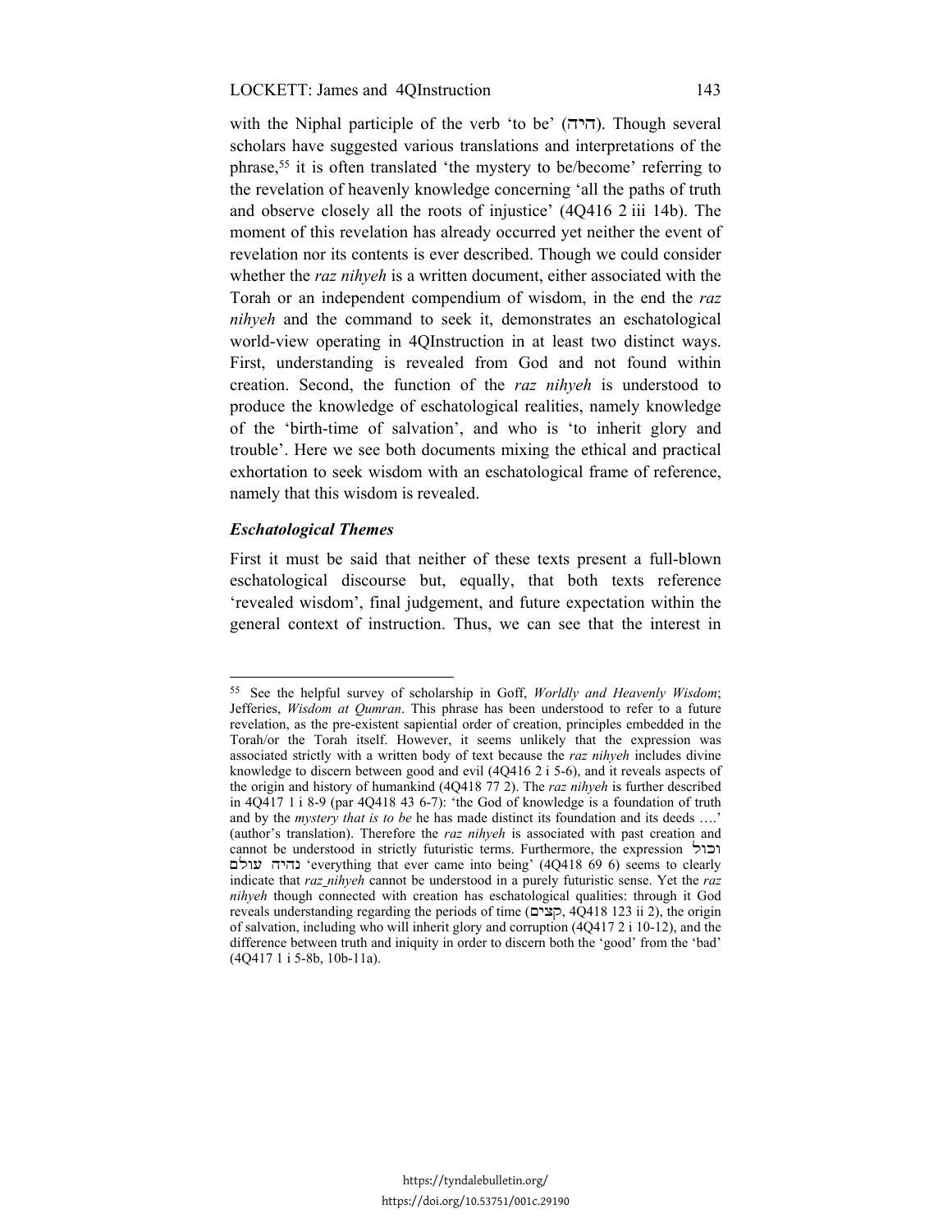with the Niphal participle of the verb 'to be' (היה). Though several scholars have suggested various translations and interpretations of the phrase,[55] it is often translated 'the mystery to be/become' referring to the revelation of heavenly knowledge concerning 'all the paths of truth and observe closely all the roots of injustice' (4Q416 2 iii 14b). The moment of this revelation has already occurred yet neither the event of revelation nor its contents is ever described. Though we could consider whether the *raz nihyeh* is a written document, either associated with the Torah or an independent compendium of wisdom, in the end the *raz nihyeh* and the command to seek it, demonstrates an eschatological world-view operating in 4QInstruction in at least two distinct ways. First, understanding is revealed from God and not found within creation. Second, the function of the *raz nihyeh* is understood to produce the knowledge of eschatological realities, namely knowledge of the 'birth-time of salvation', and who is 'to inherit glory and trouble'. Here we see both documents mixing the ethical and practical exhortation to seek wisdom with an eschatological frame of reference, namely that this wisdom is revealed.

### *Eschatological Themes*

First it must be said that neither of these texts present a full-blown eschatological discourse but, equally, that both texts reference 'revealed wisdom', final judgement, and future expectation within the general context of instruction. Thus, we can see that the interest in

---

[55] See the helpful survey of scholarship in Goff, *Worldly and Heavenly Wisdom*; Jefferies, *Wisdom at Qumran*. This phrase has been understood to refer to a future revelation, as the pre-existent sapiential order of creation, principles embedded in the Torah/or the Torah itself. However, it seems unlikely that the expression was associated strictly with a written body of text because the *raz nihyeh* includes divine knowledge to discern between good and evil (4Q416 2 i 5-6), and it reveals aspects of the origin and history of humankind (4Q418 77 2). The *raz nihyeh* is further described in 4Q417 1 i 8-9 (par 4Q418 43 6-7): 'the God of knowledge is a foundation of truth and by the *mystery that is to be* he has made distinct its foundation and its deeds ….' (author's translation). Therefore the *raz nihyeh* is associated with past creation and cannot be understood in strictly futuristic terms. Furthermore, the expression וכול נהיה עולם 'everything that ever came into being' (4Q418 69 6) seems to clearly indicate that *raz nihyeh* cannot be understood in a purely futuristic sense. Yet the *raz nihyeh* though connected with creation has eschatological qualities: through it God reveals understanding regarding the periods of time (קצים, 4Q418 123 ii 2), the origin of salvation, including who will inherit glory and corruption (4Q417 2 i 10-12), and the difference between truth and iniquity in order to discern both the 'good' from the 'bad' (4Q417 1 i 5-8b, 10b-11a).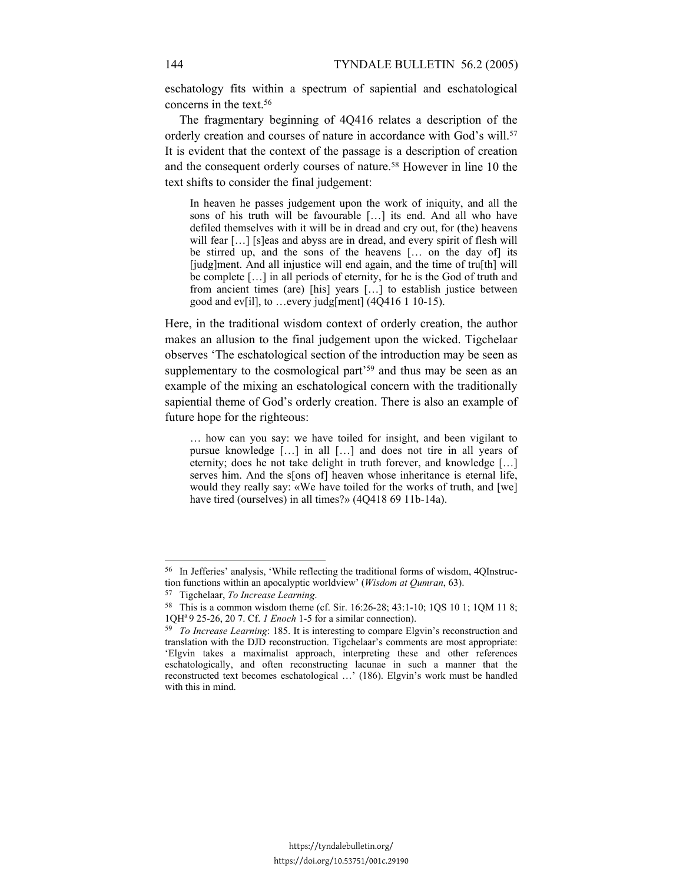eschatology fits within a spectrum of sapiential and eschatological concerns in the text.[56]

The fragmentary beginning of 4Q416 relates a description of the orderly creation and courses of nature in accordance with God's will.[57] It is evident that the context of the passage is a description of creation and the consequent orderly courses of nature.[58] However in line 10 the text shifts to consider the final judgement:

> In heaven he passes judgement upon the work of iniquity, and all the sons of his truth will be favourable […] its end. And all who have defiled themselves with it will be in dread and cry out, for (the) heavens will fear […] [s]eas and abyss are in dread, and every spirit of flesh will be stirred up, and the sons of the heavens [… on the day of] its [judg]ment. And all injustice will end again, and the time of tru[th] will be complete […] in all periods of eternity, for he is the God of truth and from ancient times (are) [his] years […] to establish justice between good and ev[il], to …every judg[ment] (4Q416 1 10-15).

Here, in the traditional wisdom context of orderly creation, the author makes an allusion to the final judgement upon the wicked. Tigchelaar observes 'The eschatological section of the introduction may be seen as supplementary to the cosmological part'[59] and thus may be seen as an example of the mixing an eschatological concern with the traditionally sapiential theme of God's orderly creation. There is also an example of future hope for the righteous:

> … how can you say: we have toiled for insight, and been vigilant to pursue knowledge […] in all […] and does not tire in all years of eternity; does he not take delight in truth forever, and knowledge […] serves him. And the s[ons of] heaven whose inheritance is eternal life, would they really say: «We have toiled for the works of truth, and [we] have tired (ourselves) in all times?» (4Q418 69 11b-14a).

---

[56] In Jefferies' analysis, 'While reflecting the traditional forms of wisdom, 4QInstruction functions within an apocalyptic worldview' (*Wisdom at Qumran*, 63).

[57] Tigchelaar, *To Increase Learning*.

[58] This is a common wisdom theme (cf. Sir. 16:26-28; 43:1-10; 1QS 10 1; 1QM 11 8; 1QH[a] 9 25-26, 20 7. Cf. *1 Enoch* 1-5 for a similar connection).

[59] *To Increase Learning*: 185. It is interesting to compare Elgvin's reconstruction and translation with the DJD reconstruction. Tigchelaar's comments are most appropriate: 'Elgvin takes a maximalist approach, interpreting these and other references eschatologically, and often reconstructing lacunae in such a manner that the reconstructed text becomes eschatological …' (186). Elgvin's work must be handled with this in mind.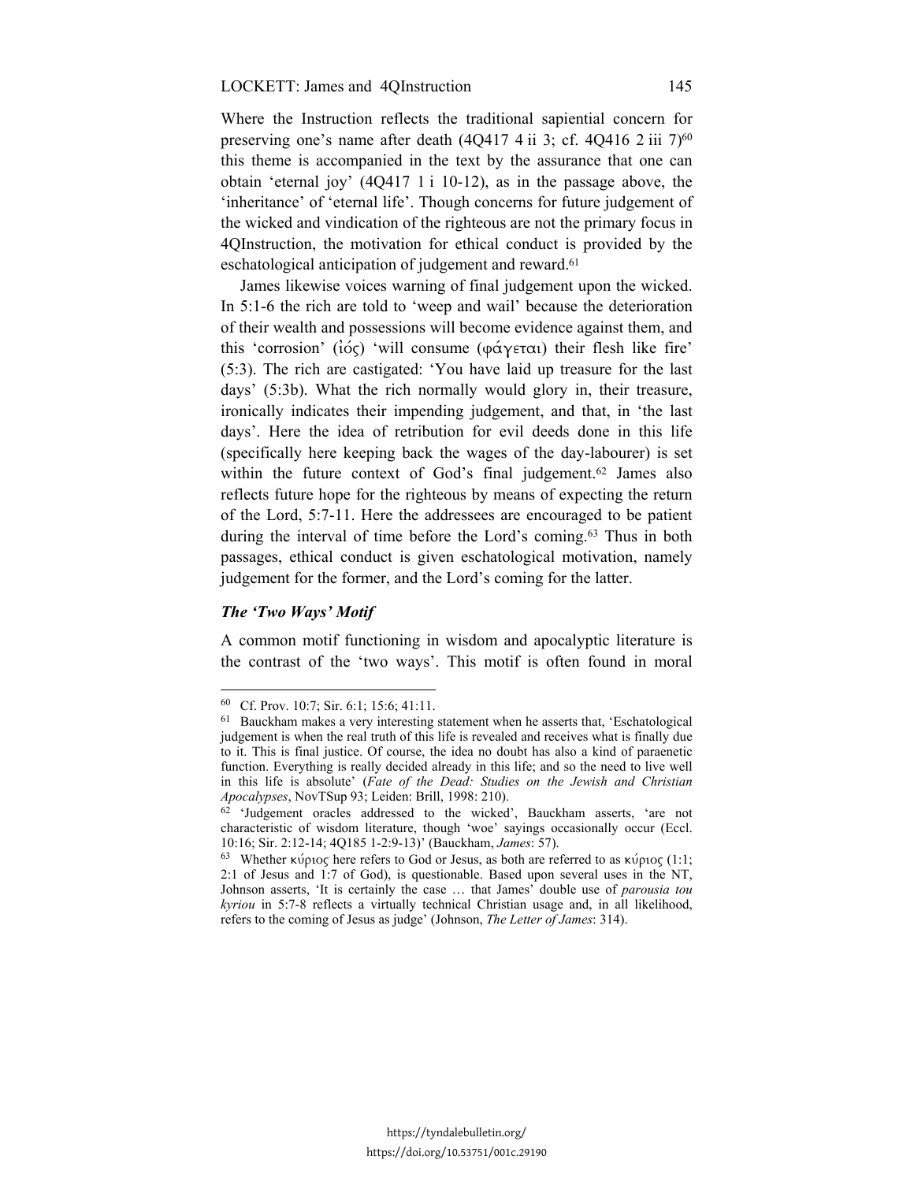Where the Instruction reflects the traditional sapiential concern for preserving one's name after death (4Q417 4 ii 3; cf. 4Q416 2 iii 7)[60] this theme is accompanied in the text by the assurance that one can obtain 'eternal joy' (4Q417 1 i 10-12), as in the passage above, the 'inheritance' of 'eternal life'. Though concerns for future judgement of the wicked and vindication of the righteous are not the primary focus in 4QInstruction, the motivation for ethical conduct is provided by the eschatological anticipation of judgement and reward.[61]

James likewise voices warning of final judgement upon the wicked. In 5:1-6 the rich are told to 'weep and wail' because the deterioration of their wealth and possessions will become evidence against them, and this 'corrosion' (ἰός) 'will consume (φάγεται) their flesh like fire' (5:3). The rich are castigated: 'You have laid up treasure for the last days' (5:3b). What the rich normally would glory in, their treasure, ironically indicates their impending judgement, and that, in 'the last days'. Here the idea of retribution for evil deeds done in this life (specifically here keeping back the wages of the day-labourer) is set within the future context of God's final judgement.[62] James also reflects future hope for the righteous by means of expecting the return of the Lord, 5:7-11. Here the addressees are encouraged to be patient during the interval of time before the Lord's coming.[63] Thus in both passages, ethical conduct is given eschatological motivation, namely judgement for the former, and the Lord's coming for the latter.

### *The 'Two Ways' Motif*

A common motif functioning in wisdom and apocalyptic literature is the contrast of the 'two ways'. This motif is often found in moral

---

[60] Cf. Prov. 10:7; Sir. 6:1; 15:6; 41:11.

[61] Bauckham makes a very interesting statement when he asserts that, 'Eschatological judgement is when the real truth of this life is revealed and receives what is finally due to it. This is final justice. Of course, the idea no doubt has also a kind of paraenetic function. Everything is really decided already in this life; and so the need to live well in this life is absolute' (*Fate of the Dead: Studies on the Jewish and Christian Apocalypses*, NovTSup 93; Leiden: Brill, 1998: 210).

[62] 'Judgement oracles addressed to the wicked', Bauckham asserts, 'are not characteristic of wisdom literature, though 'woe' sayings occasionally occur (Eccl. 10:16; Sir. 2:12-14; 4Q185 1-2:9-13)' (Bauckham, *James*: 57).

[63] Whether κύριος here refers to God or Jesus, as both are referred to as κύριος (1:1; 2:1 of Jesus and 1:7 of God), is questionable. Based upon several uses in the NT, Johnson asserts, 'It is certainly the case … that James' double use of *parousia tou kyriou* in 5:7-8 reflects a virtually technical Christian usage and, in all likelihood, refers to the coming of Jesus as judge' (Johnson, *The Letter of James*: 314).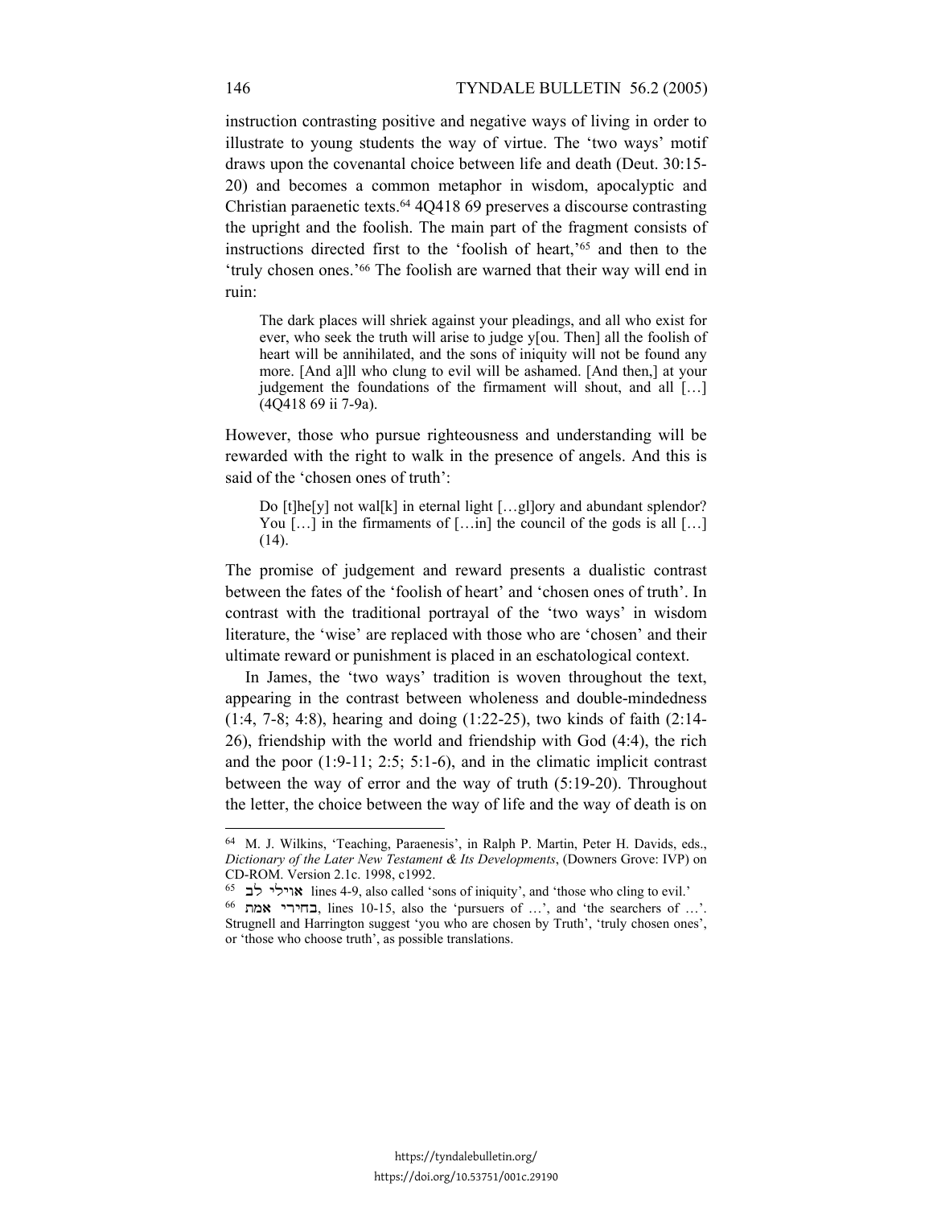instruction contrasting positive and negative ways of living in order to illustrate to young students the way of virtue. The 'two ways' motif draws upon the covenantal choice between life and death (Deut. 30:15-20) and becomes a common metaphor in wisdom, apocalyptic and Christian paraenetic texts.[64] 4Q418 69 preserves a discourse contrasting the upright and the foolish. The main part of the fragment consists of instructions directed first to the 'foolish of heart,'[65] and then to the 'truly chosen ones.'[66] The foolish are warned that their way will end in ruin:

> The dark places will shriek against your pleadings, and all who exist for ever, who seek the truth will arise to judge y[ou. Then] all the foolish of heart will be annihilated, and the sons of iniquity will not be found any more. [And a]ll who clung to evil will be ashamed. [And then,] at your judgement the foundations of the firmament will shout, and all […] (4Q418 69 ii 7-9a).

However, those who pursue righteousness and understanding will be rewarded with the right to walk in the presence of angels. And this is said of the 'chosen ones of truth':

> Do [t]he[y] not wal[k] in eternal light […gl]ory and abundant splendor? You […] in the firmaments of […in] the council of the gods is all […] (14).

The promise of judgement and reward presents a dualistic contrast between the fates of the 'foolish of heart' and 'chosen ones of truth'. In contrast with the traditional portrayal of the 'two ways' in wisdom literature, the 'wise' are replaced with those who are 'chosen' and their ultimate reward or punishment is placed in an eschatological context.

In James, the 'two ways' tradition is woven throughout the text, appearing in the contrast between wholeness and double-mindedness (1:4, 7-8; 4:8), hearing and doing (1:22-25), two kinds of faith (2:14-26), friendship with the world and friendship with God (4:4), the rich and the poor (1:9-11; 2:5; 5:1-6), and in the climatic implicit contrast between the way of error and the way of truth (5:19-20). Throughout the letter, the choice between the way of life and the way of death is on

---

[64] M. J. Wilkins, 'Teaching, Paraenesis', in Ralph P. Martin, Peter H. Davids, eds., *Dictionary of the Later New Testament & Its Developments*, (Downers Grove: IVP) on CD-ROM. Version 2.1c. 1998, c1992.

[65] אוילי לב lines 4-9, also called 'sons of iniquity', and 'those who cling to evil.'

[66] בחירי אמת, lines 10-15, also the 'pursuers of …', and 'the searchers of …'. Strugnell and Harrington suggest 'you who are chosen by Truth', 'truly chosen ones', or 'those who choose truth', as possible translations.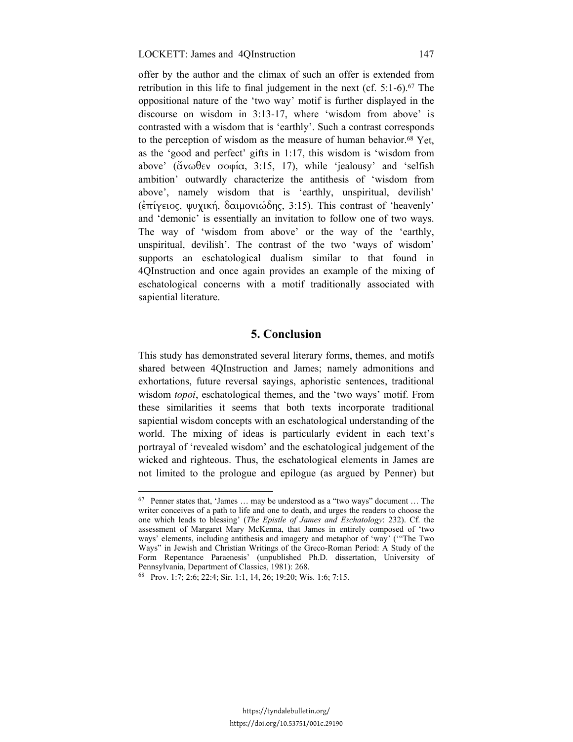offer by the author and the climax of such an offer is extended from retribution in this life to final judgement in the next (cf. 5:1-6).[67] The oppositional nature of the 'two way' motif is further displayed in the discourse on wisdom in 3:13-17, where 'wisdom from above' is contrasted with a wisdom that is 'earthly'. Such a contrast corresponds to the perception of wisdom as the measure of human behavior.[68] Yet, as the 'good and perfect' gifts in 1:17, this wisdom is 'wisdom from above' (ἄνωθεν σοφία, 3:15, 17), while 'jealousy' and 'selfish ambition' outwardly characterize the antithesis of 'wisdom from above', namely wisdom that is 'earthly, unspiritual, devilish' (ἐπίγειος, ψυχική, δαιμονιώδης, 3:15). This contrast of 'heavenly' and 'demonic' is essentially an invitation to follow one of two ways. The way of 'wisdom from above' or the way of the 'earthly, unspiritual, devilish'. The contrast of the two 'ways of wisdom' supports an eschatological dualism similar to that found in 4QInstruction and once again provides an example of the mixing of eschatological concerns with a motif traditionally associated with sapiential literature.

## 5. Conclusion

This study has demonstrated several literary forms, themes, and motifs shared between 4QInstruction and James; namely admonitions and exhortations, future reversal sayings, aphoristic sentences, traditional wisdom *topoi*, eschatological themes, and the 'two ways' motif. From these similarities it seems that both texts incorporate traditional sapiential wisdom concepts with an eschatological understanding of the world. The mixing of ideas is particularly evident in each text's portrayal of 'revealed wisdom' and the eschatological judgement of the wicked and righteous. Thus, the eschatological elements in James are not limited to the prologue and epilogue (as argued by Penner) but

---

[67] Penner states that, 'James … may be understood as a "two ways" document … The writer conceives of a path to life and one to death, and urges the readers to choose the one which leads to blessing' (*The Epistle of James and Eschatology*: 232). Cf. the assessment of Margaret Mary McKenna, that James in entirely composed of 'two ways' elements, including antithesis and imagery and metaphor of 'way' ('"The Two Ways" in Jewish and Christian Writings of the Greco-Roman Period: A Study of the Form Repentance Paraenesis' (unpublished Ph.D. dissertation, University of Pennsylvania, Department of Classics, 1981): 268.

[68] Prov. 1:7; 2:6; 22:4; Sir. 1:1, 14, 26; 19:20; Wis. 1:6; 7:15.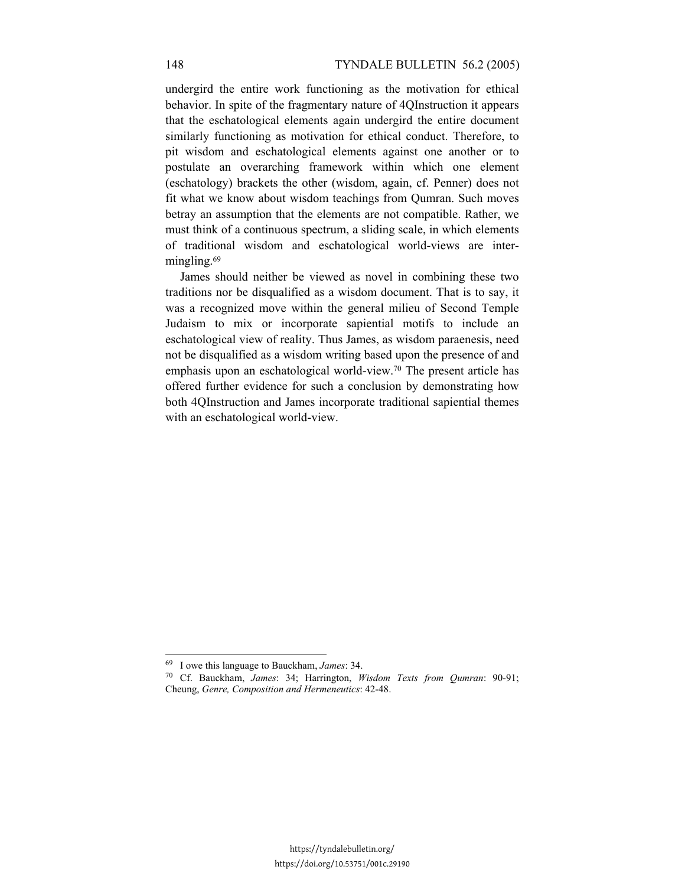undergird the entire work functioning as the motivation for ethical behavior. In spite of the fragmentary nature of 4QInstruction it appears that the eschatological elements again undergird the entire document similarly functioning as motivation for ethical conduct. Therefore, to pit wisdom and eschatological elements against one another or to postulate an overarching framework within which one element (eschatology) brackets the other (wisdom, again, cf. Penner) does not fit what we know about wisdom teachings from Qumran. Such moves betray an assumption that the elements are not compatible. Rather, we must think of a continuous spectrum, a sliding scale, in which elements of traditional wisdom and eschatological world-views are intermingling.[69]

James should neither be viewed as novel in combining these two traditions nor be disqualified as a wisdom document. That is to say, it was a recognized move within the general milieu of Second Temple Judaism to mix or incorporate sapiential motifs to include an eschatological view of reality. Thus James, as wisdom paraenesis, need not be disqualified as a wisdom writing based upon the presence of and emphasis upon an eschatological world-view.[70] The present article has offered further evidence for such a conclusion by demonstrating how both 4QInstruction and James incorporate traditional sapiential themes with an eschatological world-view.

---

[69] I owe this language to Bauckham, *James*: 34.

[70] Cf. Bauckham, *James*: 34; Harrington, *Wisdom Texts from Qumran*: 90-91; Cheung, *Genre, Composition and Hermeneutics*: 42-48.